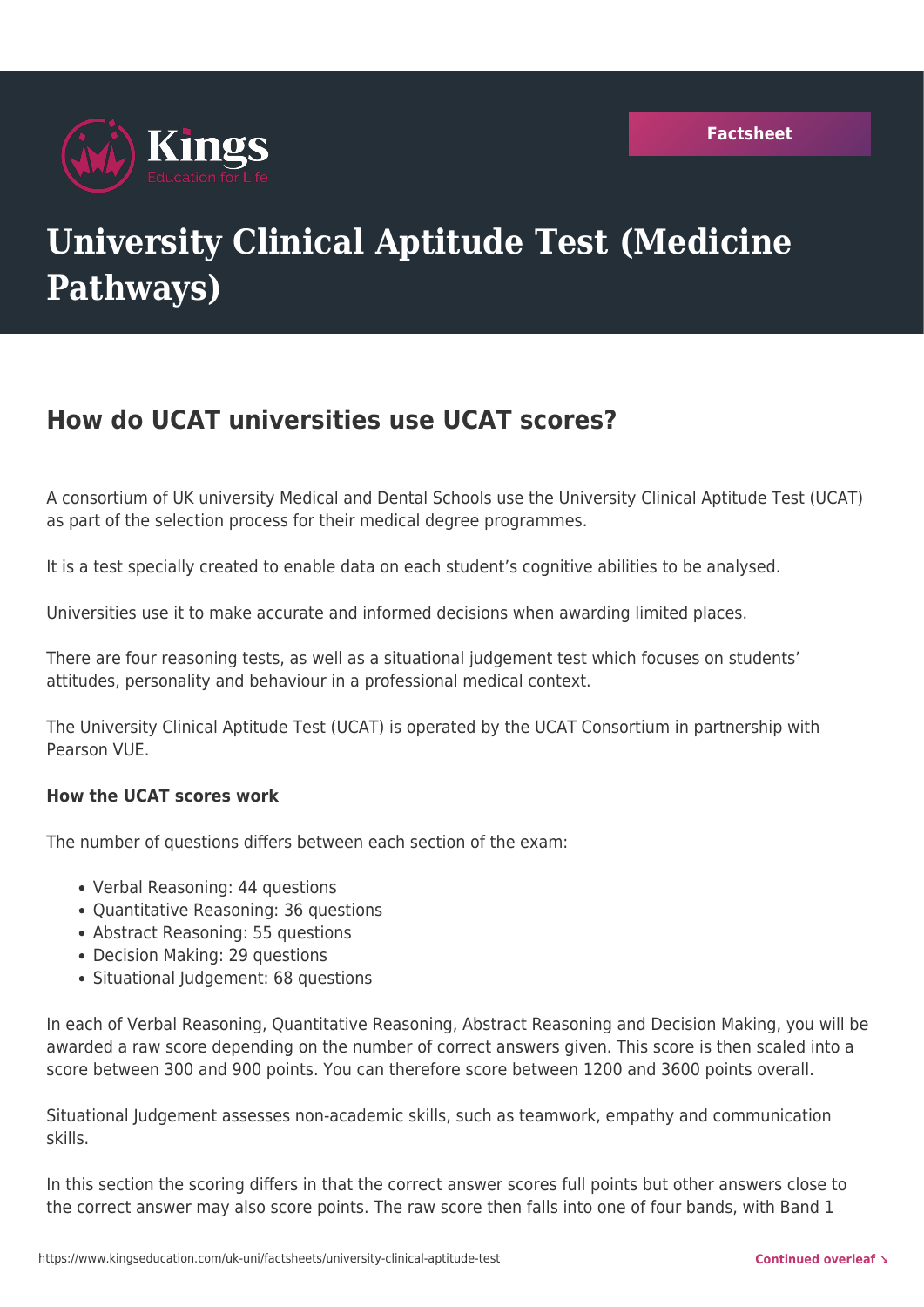# University Clinical Aptitude Test (Medicine Pathways)

## How do UCAT universities use UCAT scores?

A consortium of UK university Medical and Dental Schools use the University Clinical Aptitude Test (UCAT) as part of the selection process for their medical degree programmes.

It is a test specially created to enable data on each student's cognitive abilities to be analysed.

Universities use it to make accurate and informed decisions when awarding limited places.

There are four reasoning tests, as well as a situational judgement test which focuses on students' attitudes, personality and behaviour in a professional medical context.

The University Clinical Aptitude Test (UCAT) is operated by the UCAT Consortium in partnership with Pearson VUE.

**How the UCAT scores work**

The number of questions differs between each section of the exam:

- Verbal Reasoning: 44 questions
- Quantitative Reasoning: 36 questions
- Abstract Reasoning: 55 questions
- Decision Making: 29 questions
- Situational Judgement: 68 questions

In each of Verbal Reasoning, Quantitative Reasoning, Abstract Reasoning and Decision Making, you will be awarded a raw score depending on the number of correct answers given. This score is then scaled into a score between 300 and 900 points. You can therefore score between 1200 and 3600 points overall.

Situational Judgement assesses non-academic skills, such as teamwork, empathy and communication skills.

In this section the scoring differs in that the correct answer scores full points but other answers close to the correct answer may also score points. The raw score then falls into one of four bands, with Band 1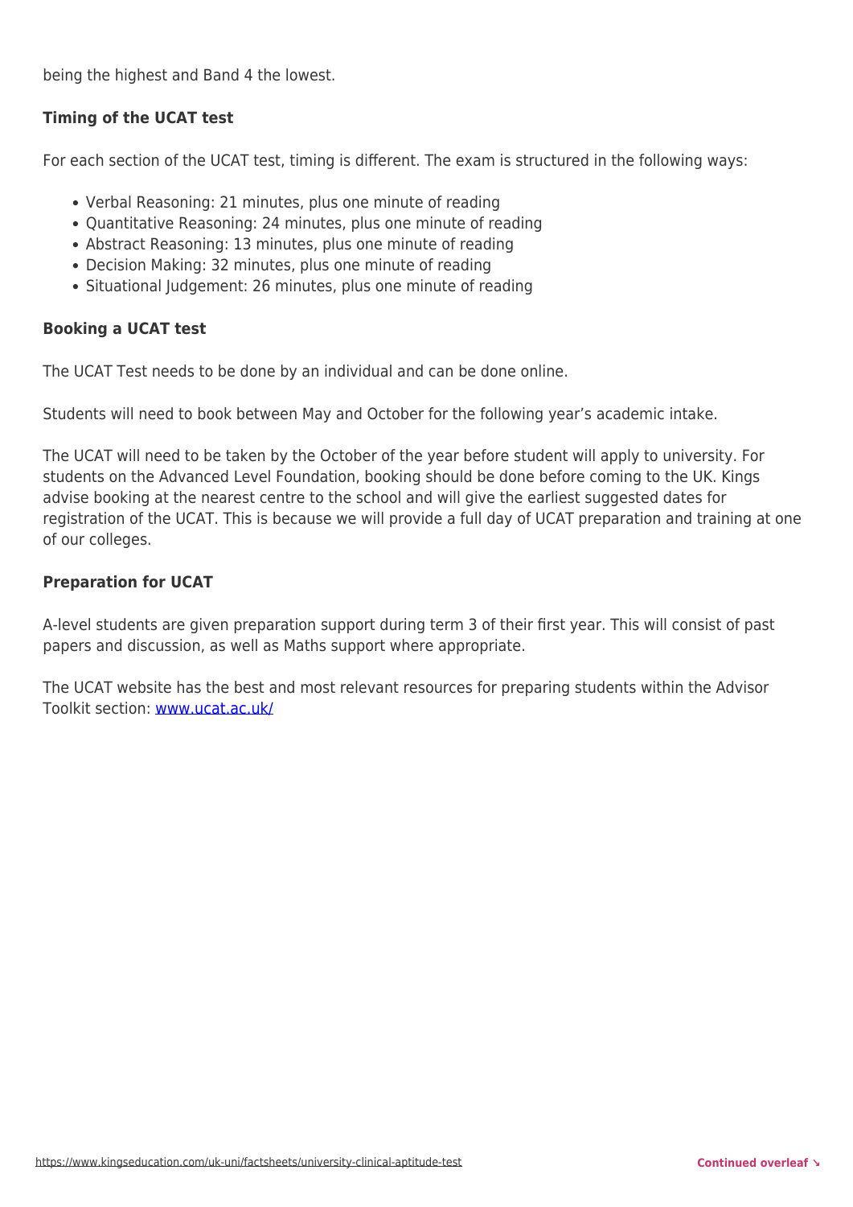being the highest and Band 4 the lowest.

### Timing of the UCAT test

For each section of the UCAT test, timing is different. The exam is structured in the following ways:

- Verbal Reasoning: 21 minutes, plus one minute of reading
- Quantitative Reasoning: 24 minutes, plus one minute of reading
- Abstract Reasoning: 13 minutes, plus one minute of reading
- Decision Making: 32 minutes, plus one minute of reading
- Situational Judgement: 26 minutes, plus one minute of reading

### Booking a UCAT test

The UCAT Test needs to be done by an individual and can be done online.

Students will need to book between May and October for the following year's academic intake.

The UCAT will need to be taken by the October of the year before student will apply to university. For students on the Advanced Level Foundation, booking should be done before coming to the UK. Kings advise booking at the nearest centre to the school and will give the earliest suggested dates for registration of the UCAT. This is because we will provide a full day of UCAT preparation and training at one of our colleges.

### Preparation for UCAT

A-level students are given preparation support during term 3 of their first year. This will consist of past papers and discussion, as well as Maths support where appropriate.

The UCAT website has the best and most relevant resources for preparing students within the Advisor Toolkit section: [www.ucat.ac.uk/](www.ucat.ac.uk/)